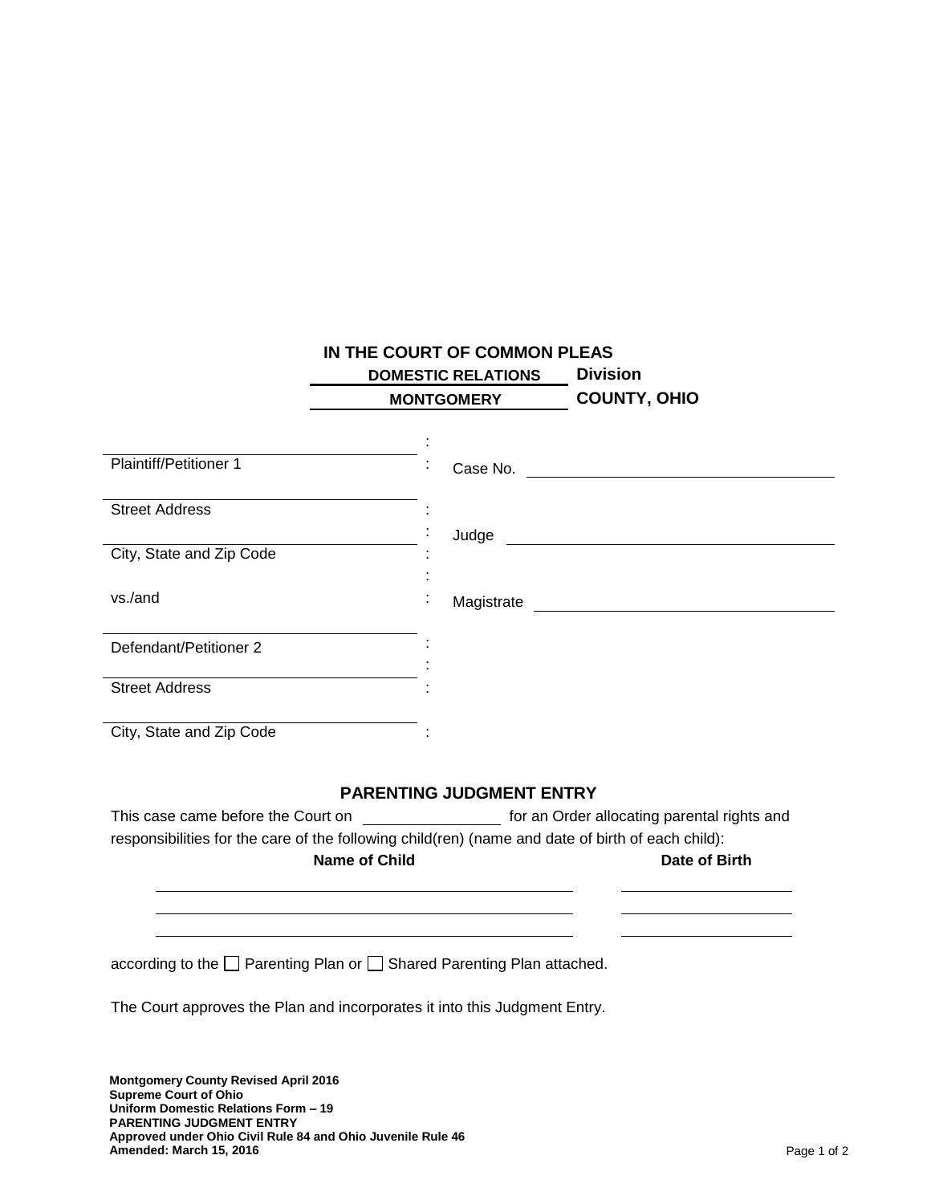**IN THE COURT OF COMMON PLEAS**

**DOMESTIC RELATIONS Division**

**MONTGOMERY COUNTY, OHIO**

| | | |
|---|---|---|
| ______________________________ | : | |
| Plaintiff/Petitioner 1 | : | Case No. ______________________ |
| ______________________________ | : | |
| Street Address | : | Judge ______________________ |
| ______________________________ | : | |
| City, State and Zip Code | : | |
| vs./and | : | Magistrate ______________________ |
| ______________________________ | : | |
| Defendant/Petitioner 2 | : | |
| ______________________________ | : | |
| Street Address | : | |
| ______________________________ | : | |
| City, State and Zip Code | : | |

## PARENTING JUDGMENT ENTRY

This case came before the Court on ________________ for an Order allocating parental rights and responsibilities for the care of the following child(ren) (name and date of birth of each child):

| **Name of Child** | **Date of Birth** |
|---|---|
| ______________________________ | ______________ |
| ______________________________ | ______________ |
| ______________________________ | ______________ |

according to the ☐ Parenting Plan or ☐ Shared Parenting Plan attached.

The Court approves the Plan and incorporates it into this Judgment Entry.

**Montgomery County Revised April 2016**
**Supreme Court of Ohio**
**Uniform Domestic Relations Form – 19**
**PARENTING JUDGMENT ENTRY**
**Approved under Ohio Civil Rule 84 and Ohio Juvenile Rule 46**
**Amended: March 15, 2016**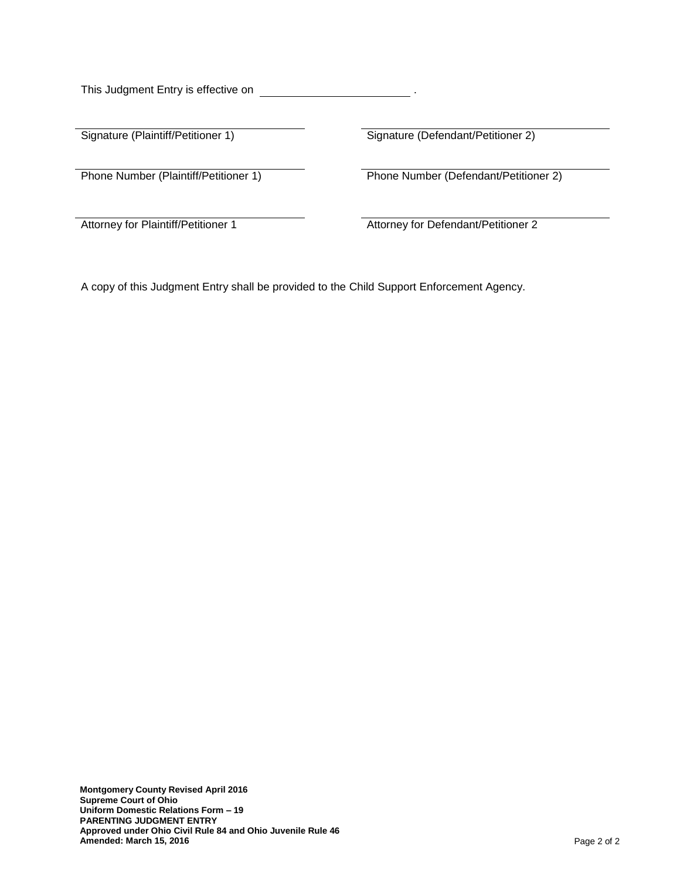This Judgment Entry is effective on ______________________ .

| | |
|---|---|
| ______________________________ | ______________________________ |
| Signature (Plaintiff/Petitioner 1) | Signature (Defendant/Petitioner 2) |
| ______________________________ | ______________________________ |
| Phone Number (Plaintiff/Petitioner 1) | Phone Number (Defendant/Petitioner 2) |
| ______________________________ | ______________________________ |
| Attorney for Plaintiff/Petitioner 1 | Attorney for Defendant/Petitioner 2 |

A copy of this Judgment Entry shall be provided to the Child Support Enforcement Agency.

**Montgomery County Revised April 2016**
**Supreme Court of Ohio**
**Uniform Domestic Relations Form – 19**
**PARENTING JUDGMENT ENTRY**
**Approved under Ohio Civil Rule 84 and Ohio Juvenile Rule 46**
**Amended: March 15, 2016**